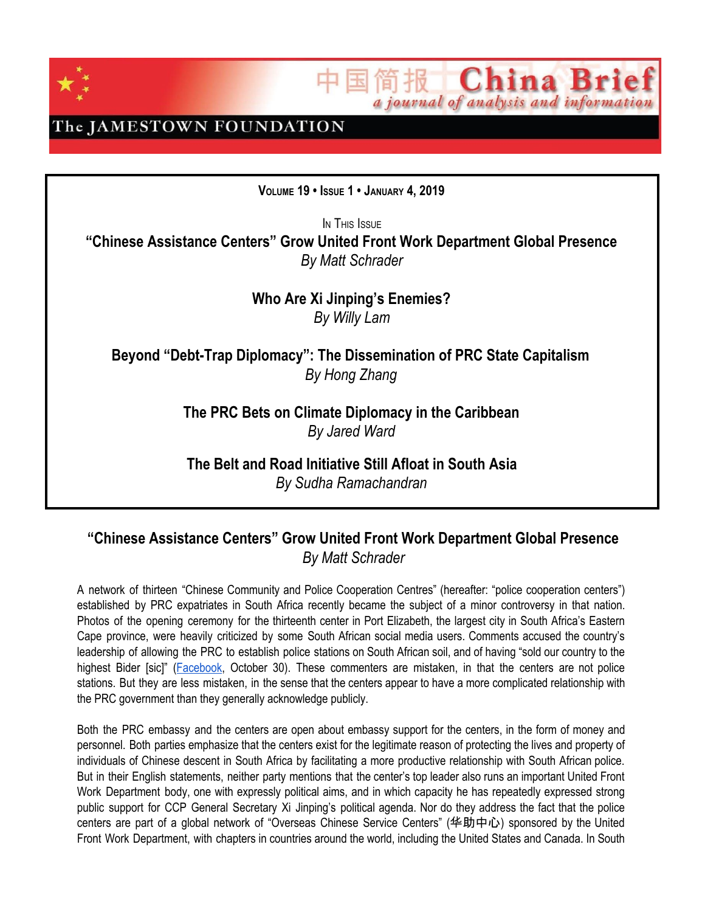# China Brief

中国简报 China Brief — *a journal of analysis and information*

The JAMESTOWN FOUNDATION

**VOLUME 19 • ISSUE 1 • JANUARY 4, 2019**

IN THIS ISSUE

**"Chinese Assistance Centers" Grow United Front Work Department Global Presence**
*By Matt Schrader*

**Who Are Xi Jinping's Enemies?**
*By Willy Lam*

**Beyond "Debt-Trap Diplomacy": The Dissemination of PRC State Capitalism**
*By Hong Zhang*

**The PRC Bets on Climate Diplomacy in the Caribbean**
*By Jared Ward*

**The Belt and Road Initiative Still Afloat in South Asia**
*By Sudha Ramachandran*

## "Chinese Assistance Centers" Grow United Front Work Department Global Presence

*By Matt Schrader*

A network of thirteen "Chinese Community and Police Cooperation Centres" (hereafter: "police cooperation centers") established by PRC expatriates in South Africa recently became the subject of a minor controversy in that nation. Photos of the opening ceremony for the thirteenth center in Port Elizabeth, the largest city in South Africa's Eastern Cape province, were heavily criticized by some South African social media users. Comments accused the country's leadership of allowing the PRC to establish police stations on South African soil, and of having "sold our country to the highest Bider [sic]" (Facebook, October 30). These commenters are mistaken, in that the centers are not police stations. But they are less mistaken, in the sense that the centers appear to have a more complicated relationship with the PRC government than they generally acknowledge publicly.

Both the PRC embassy and the centers are open about embassy support for the centers, in the form of money and personnel. Both parties emphasize that the centers exist for the legitimate reason of protecting the lives and property of individuals of Chinese descent in South Africa by facilitating a more productive relationship with South African police. But in their English statements, neither party mentions that the center's top leader also runs an important United Front Work Department body, one with expressly political aims, and in which capacity he has repeatedly expressed strong public support for CCP General Secretary Xi Jinping's political agenda. Nor do they address the fact that the police centers are part of a global network of "Overseas Chinese Service Centers" (华助中心) sponsored by the United Front Work Department, with chapters in countries around the world, including the United States and Canada. In South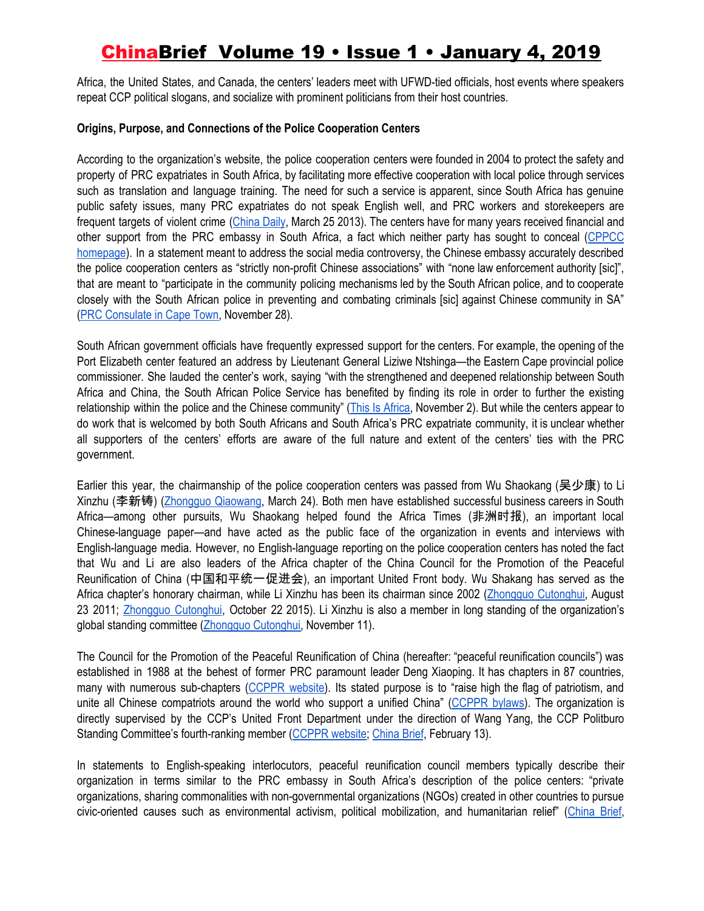Africa, the United States, and Canada, the centers' leaders meet with UFWD-tied officials, host events where speakers repeat CCP political slogans, and socialize with prominent politicians from their host countries.

**Origins, Purpose, and Connections of the Police Cooperation Centers**

According to the organization's website, the police cooperation centers were founded in 2004 to protect the safety and property of PRC expatriates in South Africa, by facilitating more effective cooperation with local police through services such as translation and language training. The need for such a service is apparent, since South Africa has genuine public safety issues, many PRC expatriates do not speak English well, and PRC workers and storekeepers are frequent targets of violent crime (China Daily, March 25 2013). The centers have for many years received financial and other support from the PRC embassy in South Africa, a fact which neither party has sought to conceal (CPPCC homepage). In a statement meant to address the social media controversy, the Chinese embassy accurately described the police cooperation centers as "strictly non-profit Chinese associations" with "none law enforcement authority [sic]", that are meant to "participate in the community policing mechanisms led by the South African police, and to cooperate closely with the South African police in preventing and combating criminals [sic] against Chinese community in SA" (PRC Consulate in Cape Town, November 28).

South African government officials have frequently expressed support for the centers. For example, the opening of the Port Elizabeth center featured an address by Lieutenant General Liziwe Ntshinga—the Eastern Cape provincial police commissioner. She lauded the center's work, saying "with the strengthened and deepened relationship between South Africa and China, the South African Police Service has benefited by finding its role in order to further the existing relationship within the police and the Chinese community" (This Is Africa, November 2). But while the centers appear to do work that is welcomed by both South Africans and South Africa's PRC expatriate community, it is unclear whether all supporters of the centers' efforts are aware of the full nature and extent of the centers' ties with the PRC government.

Earlier this year, the chairmanship of the police cooperation centers was passed from Wu Shaokang (吴少康) to Li Xinzhu (李新铸) (Zhongguo Qiaowang, March 24). Both men have established successful business careers in South Africa—among other pursuits, Wu Shaokang helped found the Africa Times (非洲时报), an important local Chinese-language paper—and have acted as the public face of the organization in events and interviews with English-language media. However, no English-language reporting on the police cooperation centers has noted the fact that Wu and Li are also leaders of the Africa chapter of the China Council for the Promotion of the Peaceful Reunification of China (中国和平统一促进会), an important United Front body. Wu Shakang has served as the Africa chapter's honorary chairman, while Li Xinzhu has been its chairman since 2002 (Zhongguo Cutonghui, August 23 2011; Zhongguo Cutonghui, October 22 2015). Li Xinzhu is also a member in long standing of the organization's global standing committee (Zhongguo Cutonghui, November 11).

The Council for the Promotion of the Peaceful Reunification of China (hereafter: "peaceful reunification councils") was established in 1988 at the behest of former PRC paramount leader Deng Xiaoping. It has chapters in 87 countries, many with numerous sub-chapters (CCPPR website). Its stated purpose is to "raise high the flag of patriotism, and unite all Chinese compatriots around the world who support a unified China" (CCPPR bylaws). The organization is directly supervised by the CCP's United Front Department under the direction of Wang Yang, the CCP Politburo Standing Committee's fourth-ranking member (CCPPR website; China Brief, February 13).

In statements to English-speaking interlocutors, peaceful reunification council members typically describe their organization in terms similar to the PRC embassy in South Africa's description of the police centers: "private organizations, sharing commonalities with non-governmental organizations (NGOs) created in other countries to pursue civic-oriented causes such as environmental activism, political mobilization, and humanitarian relief" (China Brief,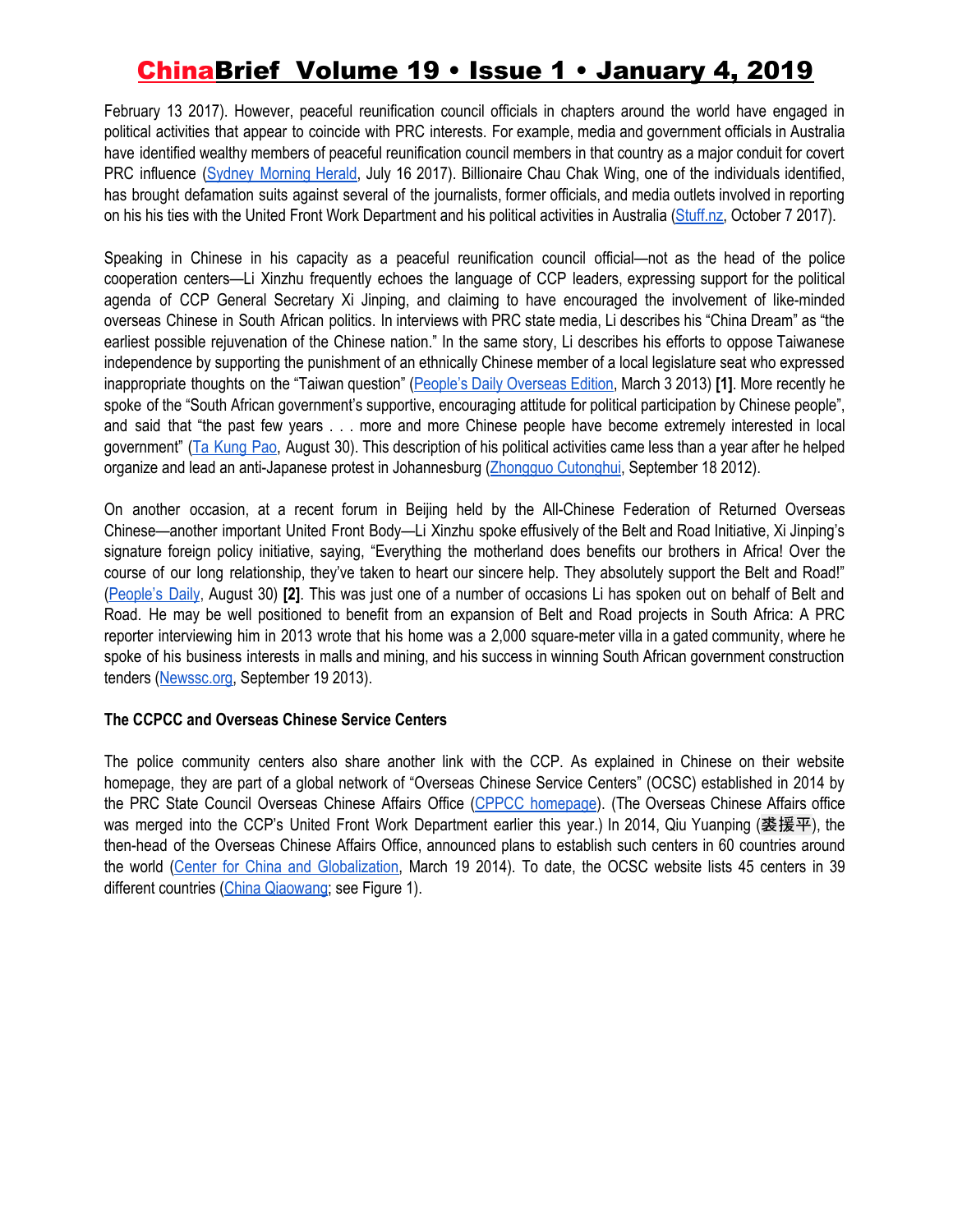February 13 2017). However, peaceful reunification council officials in chapters around the world have engaged in political activities that appear to coincide with PRC interests. For example, media and government officials in Australia have identified wealthy members of peaceful reunification council members in that country as a major conduit for covert PRC influence (Sydney Morning Herald, July 16 2017). Billionaire Chau Chak Wing, one of the individuals identified, has brought defamation suits against several of the journalists, former officials, and media outlets involved in reporting on his his ties with the United Front Work Department and his political activities in Australia (Stuff.nz, October 7 2017).

Speaking in Chinese in his capacity as a peaceful reunification council official—not as the head of the police cooperation centers—Li Xinzhu frequently echoes the language of CCP leaders, expressing support for the political agenda of CCP General Secretary Xi Jinping, and claiming to have encouraged the involvement of like-minded overseas Chinese in South African politics. In interviews with PRC state media, Li describes his "China Dream" as "the earliest possible rejuvenation of the Chinese nation." In the same story, Li describes his efforts to oppose Taiwanese independence by supporting the punishment of an ethnically Chinese member of a local legislature seat who expressed inappropriate thoughts on the "Taiwan question" (People's Daily Overseas Edition, March 3 2013) **[1]**. More recently he spoke of the "South African government's supportive, encouraging attitude for political participation by Chinese people", and said that "the past few years . . . more and more Chinese people have become extremely interested in local government" (Ta Kung Pao, August 30). This description of his political activities came less than a year after he helped organize and lead an anti-Japanese protest in Johannesburg (Zhongguo Cutonghui, September 18 2012).

On another occasion, at a recent forum in Beijing held by the All-Chinese Federation of Returned Overseas Chinese—another important United Front Body—Li Xinzhu spoke effusively of the Belt and Road Initiative, Xi Jinping's signature foreign policy initiative, saying, "Everything the motherland does benefits our brothers in Africa! Over the course of our long relationship, they've taken to heart our sincere help. They absolutely support the Belt and Road!" (People's Daily, August 30) **[2]**. This was just one of a number of occasions Li has spoken out on behalf of Belt and Road. He may be well positioned to benefit from an expansion of Belt and Road projects in South Africa: A PRC reporter interviewing him in 2013 wrote that his home was a 2,000 square-meter villa in a gated community, where he spoke of his business interests in malls and mining, and his success in winning South African government construction tenders (Newssc.org, September 19 2013).

**The CCPCC and Overseas Chinese Service Centers**

The police community centers also share another link with the CCP. As explained in Chinese on their website homepage, they are part of a global network of "Overseas Chinese Service Centers" (OCSC) established in 2014 by the PRC State Council Overseas Chinese Affairs Office (CPPCC homepage). (The Overseas Chinese Affairs office was merged into the CCP's United Front Work Department earlier this year.) In 2014, Qiu Yuanping (裘援平), the then-head of the Overseas Chinese Affairs Office, announced plans to establish such centers in 60 countries around the world (Center for China and Globalization, March 19 2014). To date, the OCSC website lists 45 centers in 39 different countries (China Qiaowang; see Figure 1).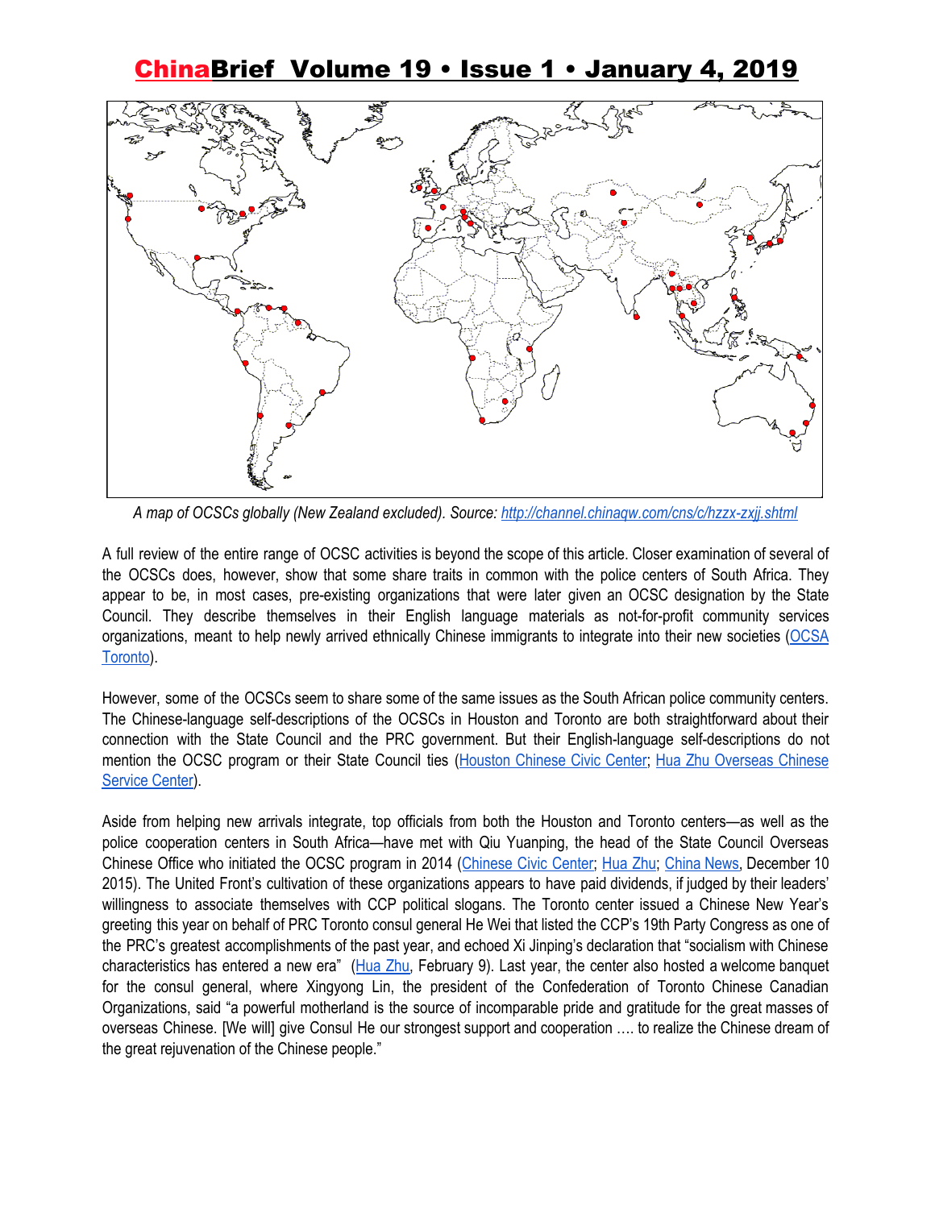*A map of OCSCs globally (New Zealand excluded). Source: http://channel.chinaqw.com/cns/c/hzzx-zxjj.shtml*

A full review of the entire range of OCSC activities is beyond the scope of this article. Closer examination of several of the OCSCs does, however, show that some share traits in common with the police centers of South Africa. They appear to be, in most cases, pre-existing organizations that were later given an OCSC designation by the State Council. They describe themselves in their English language materials as not-for-profit community services organizations, meant to help newly arrived ethnically Chinese immigrants to integrate into their new societies (OCSA Toronto).

However, some of the OCSCs seem to share some of the same issues as the South African police community centers. The Chinese-language self-descriptions of the OCSCs in Houston and Toronto are both straightforward about their connection with the State Council and the PRC government. But their English-language self-descriptions do not mention the OCSC program or their State Council ties (Houston Chinese Civic Center; Hua Zhu Overseas Chinese Service Center).

Aside from helping new arrivals integrate, top officials from both the Houston and Toronto centers—as well as the police cooperation centers in South Africa—have met with Qiu Yuanping, the head of the State Council Overseas Chinese Office who initiated the OCSC program in 2014 (Chinese Civic Center; Hua Zhu; China News, December 10 2015). The United Front's cultivation of these organizations appears to have paid dividends, if judged by their leaders' willingness to associate themselves with CCP political slogans. The Toronto center issued a Chinese New Year's greeting this year on behalf of PRC Toronto consul general He Wei that listed the CCP's 19th Party Congress as one of the PRC's greatest accomplishments of the past year, and echoed Xi Jinping's declaration that "socialism with Chinese characteristics has entered a new era" (Hua Zhu, February 9). Last year, the center also hosted a welcome banquet for the consul general, where Xingyong Lin, the president of the Confederation of Toronto Chinese Canadian Organizations, said "a powerful motherland is the source of incomparable pride and gratitude for the great masses of overseas Chinese. [We will] give Consul He our strongest support and cooperation …. to realize the Chinese dream of the great rejuvenation of the Chinese people."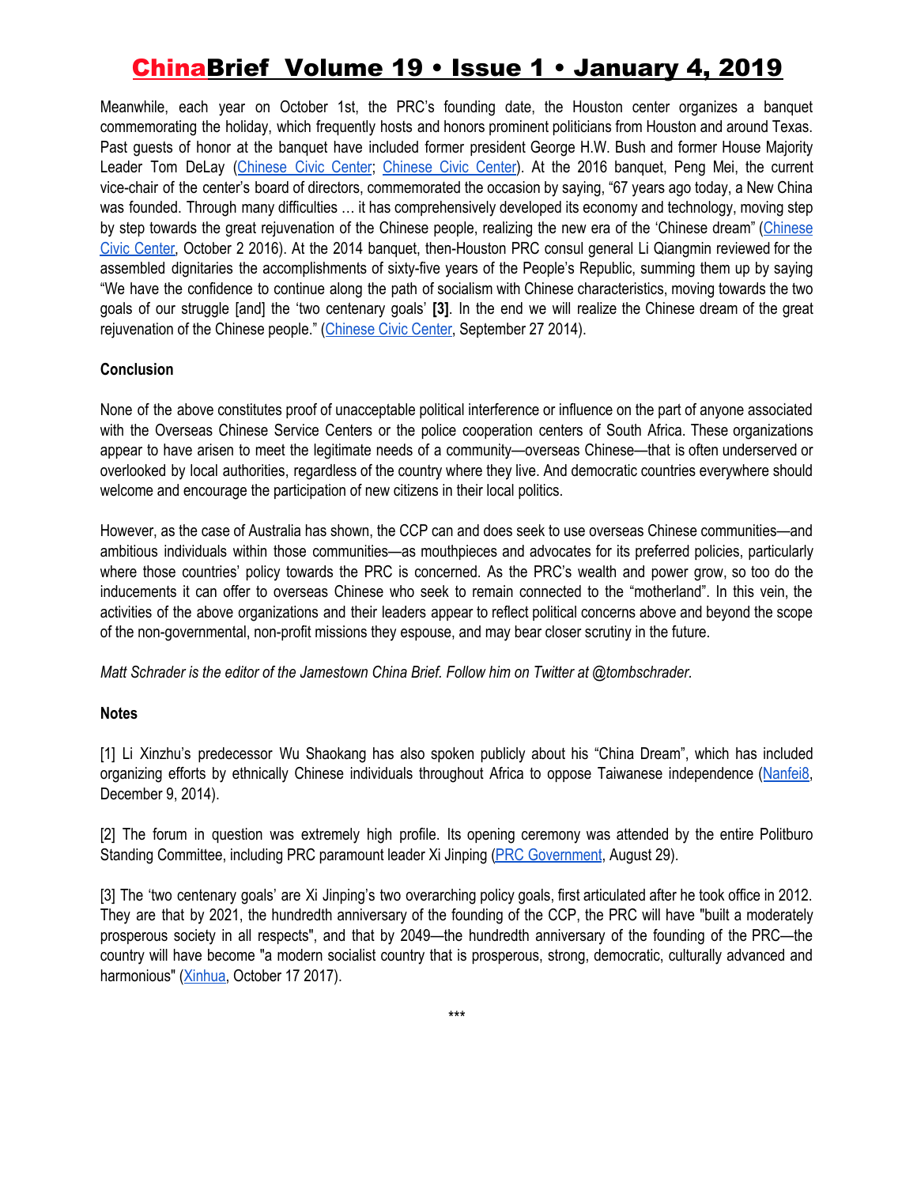Meanwhile, each year on October 1st, the PRC's founding date, the Houston center organizes a banquet commemorating the holiday, which frequently hosts and honors prominent politicians from Houston and around Texas. Past guests of honor at the banquet have included former president George H.W. Bush and former House Majority Leader Tom DeLay (Chinese Civic Center; Chinese Civic Center). At the 2016 banquet, Peng Mei, the current vice-chair of the center's board of directors, commemorated the occasion by saying, "67 years ago today, a New China was founded. Through many difficulties … it has comprehensively developed its economy and technology, moving step by step towards the great rejuvenation of the Chinese people, realizing the new era of the 'Chinese dream" (Chinese Civic Center, October 2 2016). At the 2014 banquet, then-Houston PRC consul general Li Qiangmin reviewed for the assembled dignitaries the accomplishments of sixty-five years of the People's Republic, summing them up by saying "We have the confidence to continue along the path of socialism with Chinese characteristics, moving towards the two goals of our struggle [and] the 'two centenary goals' **[3]**. In the end we will realize the Chinese dream of the great rejuvenation of the Chinese people." (Chinese Civic Center, September 27 2014).

**Conclusion**

None of the above constitutes proof of unacceptable political interference or influence on the part of anyone associated with the Overseas Chinese Service Centers or the police cooperation centers of South Africa. These organizations appear to have arisen to meet the legitimate needs of a community—overseas Chinese—that is often underserved or overlooked by local authorities, regardless of the country where they live. And democratic countries everywhere should welcome and encourage the participation of new citizens in their local politics.

However, as the case of Australia has shown, the CCP can and does seek to use overseas Chinese communities—and ambitious individuals within those communities—as mouthpieces and advocates for its preferred policies, particularly where those countries' policy towards the PRC is concerned. As the PRC's wealth and power grow, so too do the inducements it can offer to overseas Chinese who seek to remain connected to the "motherland". In this vein, the activities of the above organizations and their leaders appear to reflect political concerns above and beyond the scope of the non-governmental, non-profit missions they espouse, and may bear closer scrutiny in the future.

*Matt Schrader is the editor of the Jamestown China Brief. Follow him on Twitter at @tombschrader.*

**Notes**

[1] Li Xinzhu's predecessor Wu Shaokang has also spoken publicly about his "China Dream", which has included organizing efforts by ethnically Chinese individuals throughout Africa to oppose Taiwanese independence (Nanfei8, December 9, 2014).

[2] The forum in question was extremely high profile. Its opening ceremony was attended by the entire Politburo Standing Committee, including PRC paramount leader Xi Jinping (PRC Government, August 29).

[3] The 'two centenary goals' are Xi Jinping's two overarching policy goals, first articulated after he took office in 2012. They are that by 2021, the hundredth anniversary of the founding of the CCP, the PRC will have "built a moderately prosperous society in all respects", and that by 2049—the hundredth anniversary of the founding of the PRC—the country will have become "a modern socialist country that is prosperous, strong, democratic, culturally advanced and harmonious" (Xinhua, October 17 2017).

***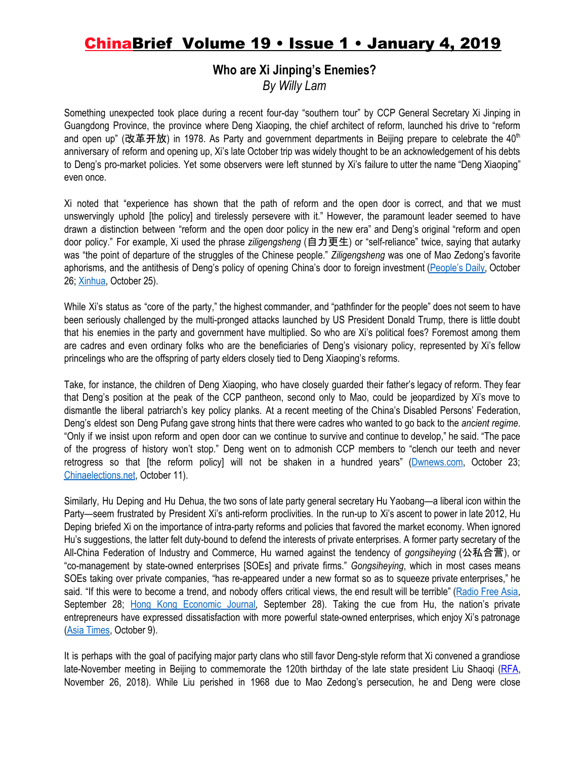## Who are Xi Jinping's Enemies?

*By Willy Lam*

Something unexpected took place during a recent four-day "southern tour" by CCP General Secretary Xi Jinping in Guangdong Province, the province where Deng Xiaoping, the chief architect of reform, launched his drive to "reform and open up" (改革开放) in 1978. As Party and government departments in Beijing prepare to celebrate the 40th anniversary of reform and opening up, Xi's late October trip was widely thought to be an acknowledgement of his debts to Deng's pro-market policies. Yet some observers were left stunned by Xi's failure to utter the name "Deng Xiaoping" even once.

Xi noted that "experience has shown that the path of reform and the open door is correct, and that we must unswervingly uphold [the policy] and tirelessly persevere with it." However, the paramount leader seemed to have drawn a distinction between "reform and the open door policy in the new era" and Deng's original "reform and open door policy." For example, Xi used the phrase *ziligengsheng* (自力更生) or "self-reliance" twice, saying that autarky was "the point of departure of the struggles of the Chinese people." *Ziligengsheng* was one of Mao Zedong's favorite aphorisms, and the antithesis of Deng's policy of opening China's door to foreign investment (People's Daily, October 26; Xinhua, October 25).

While Xi's status as "core of the party," the highest commander, and "pathfinder for the people" does not seem to have been seriously challenged by the multi-pronged attacks launched by US President Donald Trump, there is little doubt that his enemies in the party and government have multiplied. So who are Xi's political foes? Foremost among them are cadres and even ordinary folks who are the beneficiaries of Deng's visionary policy, represented by Xi's fellow princelings who are the offspring of party elders closely tied to Deng Xiaoping's reforms.

Take, for instance, the children of Deng Xiaoping, who have closely guarded their father's legacy of reform. They fear that Deng's position at the peak of the CCP pantheon, second only to Mao, could be jeopardized by Xi's move to dismantle the liberal patriarch's key policy planks. At a recent meeting of the China's Disabled Persons' Federation, Deng's eldest son Deng Pufang gave strong hints that there were cadres who wanted to go back to the *ancient regime*. "Only if we insist upon reform and open door can we continue to survive and continue to develop," he said. "The pace of the progress of history won't stop." Deng went on to admonish CCP members to "clench our teeth and never retrogress so that [the reform policy] will not be shaken in a hundred years" (Dwnews.com, October 23; Chinaelections.net, October 11).

Similarly, Hu Deping and Hu Dehua, the two sons of late party general secretary Hu Yaobang—a liberal icon within the Party—seem frustrated by President Xi's anti-reform proclivities. In the run-up to Xi's ascent to power in late 2012, Hu Deping briefed Xi on the importance of intra-party reforms and policies that favored the market economy. When ignored Hu's suggestions, the latter felt duty-bound to defend the interests of private enterprises. A former party secretary of the All-China Federation of Industry and Commerce, Hu warned against the tendency of *gongsiheying* (公私合营), or "co-management by state-owned enterprises [SOEs] and private firms." *Gongsiheying*, which in most cases means SOEs taking over private companies, "has re-appeared under a new format so as to squeeze private enterprises," he said. "If this were to become a trend, and nobody offers critical views, the end result will be terrible" (Radio Free Asia, September 28; Hong Kong Economic Journal, September 28). Taking the cue from Hu, the nation's private entrepreneurs have expressed dissatisfaction with more powerful state-owned enterprises, which enjoy Xi's patronage (Asia Times, October 9).

It is perhaps with the goal of pacifying major party clans who still favor Deng-style reform that Xi convened a grandiose late-November meeting in Beijing to commemorate the 120th birthday of the late state president Liu Shaoqi (RFA, November 26, 2018). While Liu perished in 1968 due to Mao Zedong's persecution, he and Deng were close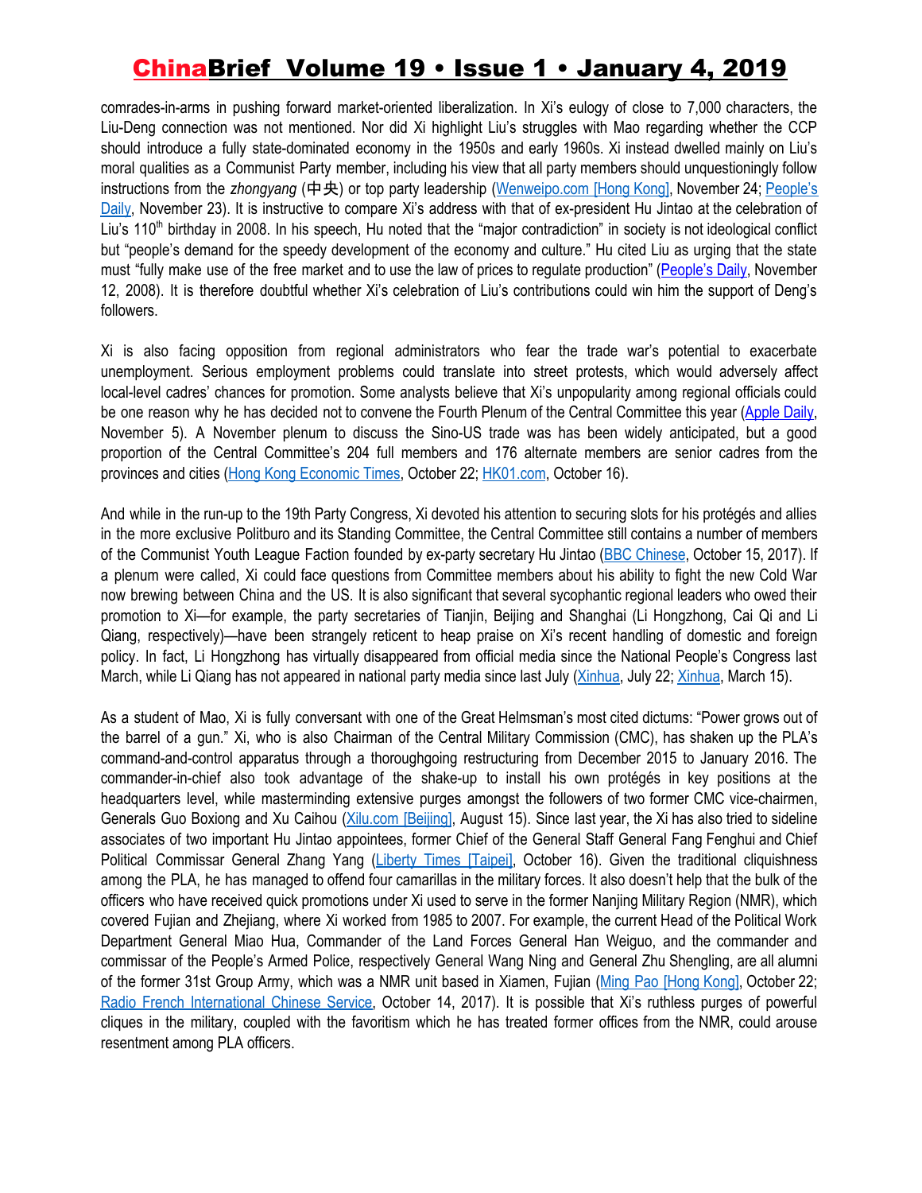comrades-in-arms in pushing forward market-oriented liberalization. In Xi's eulogy of close to 7,000 characters, the Liu-Deng connection was not mentioned. Nor did Xi highlight Liu's struggles with Mao regarding whether the CCP should introduce a fully state-dominated economy in the 1950s and early 1960s. Xi instead dwelled mainly on Liu's moral qualities as a Communist Party member, including his view that all party members should unquestioningly follow instructions from the *zhongyang* (中央) or top party leadership (Wenweipo.com [Hong Kong], November 24; People's Daily, November 23). It is instructive to compare Xi's address with that of ex-president Hu Jintao at the celebration of Liu's 110th birthday in 2008. In his speech, Hu noted that the "major contradiction" in society is not ideological conflict but "people's demand for the speedy development of the economy and culture." Hu cited Liu as urging that the state must "fully make use of the free market and to use the law of prices to regulate production" (People's Daily, November 12, 2008). It is therefore doubtful whether Xi's celebration of Liu's contributions could win him the support of Deng's followers.

Xi is also facing opposition from regional administrators who fear the trade war's potential to exacerbate unemployment. Serious employment problems could translate into street protests, which would adversely affect local-level cadres' chances for promotion. Some analysts believe that Xi's unpopularity among regional officials could be one reason why he has decided not to convene the Fourth Plenum of the Central Committee this year (Apple Daily, November 5). A November plenum to discuss the Sino-US trade was has been widely anticipated, but a good proportion of the Central Committee's 204 full members and 176 alternate members are senior cadres from the provinces and cities (Hong Kong Economic Times, October 22; HK01.com, October 16).

And while in the run-up to the 19th Party Congress, Xi devoted his attention to securing slots for his protégés and allies in the more exclusive Politburo and its Standing Committee, the Central Committee still contains a number of members of the Communist Youth League Faction founded by ex-party secretary Hu Jintao (BBC Chinese, October 15, 2017). If a plenum were called, Xi could face questions from Committee members about his ability to fight the new Cold War now brewing between China and the US. It is also significant that several sycophantic regional leaders who owed their promotion to Xi—for example, the party secretaries of Tianjin, Beijing and Shanghai (Li Hongzhong, Cai Qi and Li Qiang, respectively)—have been strangely reticent to heap praise on Xi's recent handling of domestic and foreign policy. In fact, Li Hongzhong has virtually disappeared from official media since the National People's Congress last March, while Li Qiang has not appeared in national party media since last July (Xinhua, July 22; Xinhua, March 15).

As a student of Mao, Xi is fully conversant with one of the Great Helmsman's most cited dictums: "Power grows out of the barrel of a gun." Xi, who is also Chairman of the Central Military Commission (CMC), has shaken up the PLA's command-and-control apparatus through a thoroughgoing restructuring from December 2015 to January 2016. The commander-in-chief also took advantage of the shake-up to install his own protégés in key positions at the headquarters level, while masterminding extensive purges amongst the followers of two former CMC vice-chairmen, Generals Guo Boxiong and Xu Caihou (Xilu.com [Beijing], August 15). Since last year, the Xi has also tried to sideline associates of two important Hu Jintao appointees, former Chief of the General Staff General Fang Fenghui and Chief Political Commissar General Zhang Yang (Liberty Times [Taipei], October 16). Given the traditional cliquishness among the PLA, he has managed to offend four camarillas in the military forces. It also doesn't help that the bulk of the officers who have received quick promotions under Xi used to serve in the former Nanjing Military Region (NMR), which covered Fujian and Zhejiang, where Xi worked from 1985 to 2007. For example, the current Head of the Political Work Department General Miao Hua, Commander of the Land Forces General Han Weiguo, and the commander and commissar of the People's Armed Police, respectively General Wang Ning and General Zhu Shengling, are all alumni of the former 31st Group Army, which was a NMR unit based in Xiamen, Fujian (Ming Pao [Hong Kong], October 22; Radio French International Chinese Service, October 14, 2017). It is possible that Xi's ruthless purges of powerful cliques in the military, coupled with the favoritism which he has treated former offices from the NMR, could arouse resentment among PLA officers.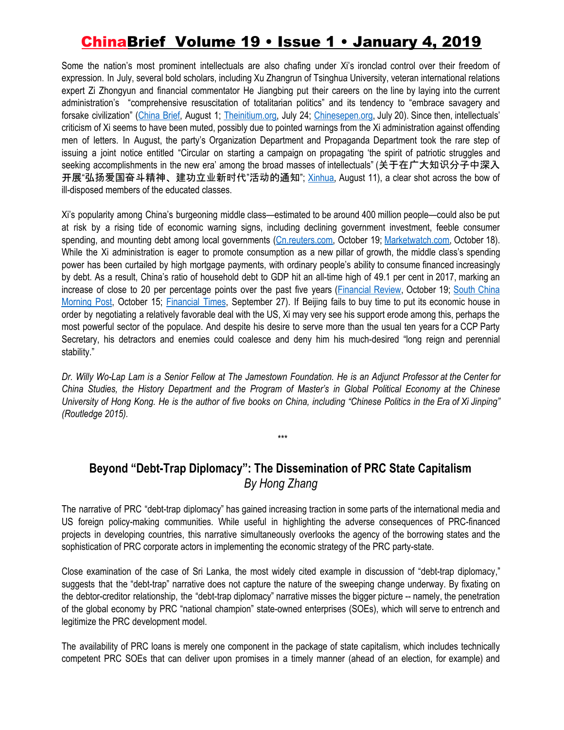Some the nation's most prominent intellectuals are also chafing under Xi's ironclad control over their freedom of expression. In July, several bold scholars, including Xu Zhangrun of Tsinghua University, veteran international relations expert Zi Zhongyun and financial commentator He Jiangbing put their careers on the line by laying into the current administration's "comprehensive resuscitation of totalitarian politics" and its tendency to "embrace savagery and forsake civilization" (China Brief, August 1; Theinitium.org, July 24; Chinesepen.org, July 20). Since then, intellectuals' criticism of Xi seems to have been muted, possibly due to pointed warnings from the Xi administration against offending men of letters. In August, the party's Organization Department and Propaganda Department took the rare step of issuing a joint notice entitled "Circular on starting a campaign on propagating 'the spirit of patriotic struggles and seeking accomplishments in the new era' among the broad masses of intellectuals" (关于在广大知识分子中深入开展"弘扬爱国奋斗精神、建功立业新时代"活动的通知"; Xinhua, August 11), a clear shot across the bow of ill-disposed members of the educated classes.

Xi's popularity among China's burgeoning middle class—estimated to be around 400 million people—could also be put at risk by a rising tide of economic warning signs, including declining government investment, feeble consumer spending, and mounting debt among local governments (Cn.reuters.com, October 19; Marketwatch.com, October 18). While the Xi administration is eager to promote consumption as a new pillar of growth, the middle class's spending power has been curtailed by high mortgage payments, with ordinary people's ability to consume financed increasingly by debt. As a result, China's ratio of household debt to GDP hit an all-time high of 49.1 per cent in 2017, marking an increase of close to 20 per percentage points over the past five years (Financial Review, October 19; South China Morning Post, October 15; Financial Times, September 27). If Beijing fails to buy time to put its economic house in order by negotiating a relatively favorable deal with the US, Xi may very see his support erode among this, perhaps the most powerful sector of the populace. And despite his desire to serve more than the usual ten years for a CCP Party Secretary, his detractors and enemies could coalesce and deny him his much-desired "long reign and perennial stability."

*Dr. Willy Wo-Lap Lam is a Senior Fellow at The Jamestown Foundation. He is an Adjunct Professor at the Center for China Studies, the History Department and the Program of Master's in Global Political Economy at the Chinese University of Hong Kong. He is the author of five books on China, including "Chinese Politics in the Era of Xi Jinping" (Routledge 2015).*

***

## Beyond "Debt-Trap Diplomacy": The Dissemination of PRC State Capitalism

*By Hong Zhang*

The narrative of PRC "debt-trap diplomacy" has gained increasing traction in some parts of the international media and US foreign policy-making communities. While useful in highlighting the adverse consequences of PRC-financed projects in developing countries, this narrative simultaneously overlooks the agency of the borrowing states and the sophistication of PRC corporate actors in implementing the economic strategy of the PRC party-state.

Close examination of the case of Sri Lanka, the most widely cited example in discussion of "debt-trap diplomacy," suggests that the "debt-trap" narrative does not capture the nature of the sweeping change underway. By fixating on the debtor-creditor relationship, the "debt-trap diplomacy" narrative misses the bigger picture -- namely, the penetration of the global economy by PRC "national champion" state-owned enterprises (SOEs), which will serve to entrench and legitimize the PRC development model.

The availability of PRC loans is merely one component in the package of state capitalism, which includes technically competent PRC SOEs that can deliver upon promises in a timely manner (ahead of an election, for example) and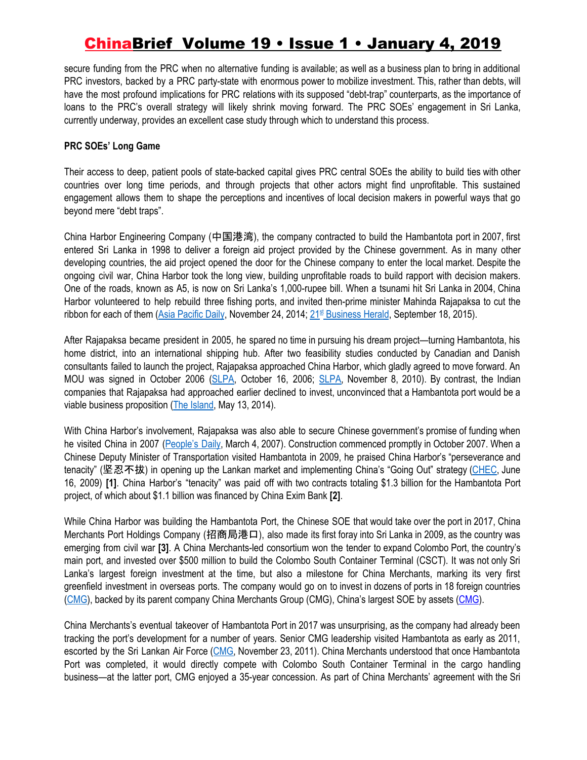secure funding from the PRC when no alternative funding is available; as well as a business plan to bring in additional PRC investors, backed by a PRC party-state with enormous power to mobilize investment. This, rather than debts, will have the most profound implications for PRC relations with its supposed "debt-trap" counterparts, as the importance of loans to the PRC's overall strategy will likely shrink moving forward. The PRC SOEs' engagement in Sri Lanka, currently underway, provides an excellent case study through which to understand this process.

**PRC SOEs' Long Game**

Their access to deep, patient pools of state-backed capital gives PRC central SOEs the ability to build ties with other countries over long time periods, and through projects that other actors might find unprofitable. This sustained engagement allows them to shape the perceptions and incentives of local decision makers in powerful ways that go beyond mere "debt traps".

China Harbor Engineering Company (中国港湾), the company contracted to build the Hambantota port in 2007, first entered Sri Lanka in 1998 to deliver a foreign aid project provided by the Chinese government. As in many other developing countries, the aid project opened the door for the Chinese company to enter the local market. Despite the ongoing civil war, China Harbor took the long view, building unprofitable roads to build rapport with decision makers. One of the roads, known as A5, is now on Sri Lanka's 1,000-rupee bill. When a tsunami hit Sri Lanka in 2004, China Harbor volunteered to help rebuild three fishing ports, and invited then-prime minister Mahinda Rajapaksa to cut the ribbon for each of them (Asia Pacific Daily, November 24, 2014; 21st Business Herald, September 18, 2015).

After Rajapaksa became president in 2005, he spared no time in pursuing his dream project—turning Hambantota, his home district, into an international shipping hub. After two feasibility studies conducted by Canadian and Danish consultants failed to launch the project, Rajapaksa approached China Harbor, which gladly agreed to move forward. An MOU was signed in October 2006 (SLPA, October 16, 2006; SLPA, November 8, 2010). By contrast, the Indian companies that Rajapaksa had approached earlier declined to invest, unconvinced that a Hambantota port would be a viable business proposition (The Island, May 13, 2014).

With China Harbor's involvement, Rajapaksa was also able to secure Chinese government's promise of funding when he visited China in 2007 (People's Daily, March 4, 2007). Construction commenced promptly in October 2007. When a Chinese Deputy Minister of Transportation visited Hambantota in 2009, he praised China Harbor's "perseverance and tenacity" (坚忍不拔) in opening up the Lankan market and implementing China's "Going Out" strategy (CHEC, June 16, 2009) **[1]**. China Harbor's "tenacity" was paid off with two contracts totaling $1.3 billion for the Hambantota Port project, of which about $1.1 billion was financed by China Exim Bank **[2]**.

While China Harbor was building the Hambantota Port, the Chinese SOE that would take over the port in 2017, China Merchants Port Holdings Company (招商局港口), also made its first foray into Sri Lanka in 2009, as the country was emerging from civil war **[3]**. A China Merchants-led consortium won the tender to expand Colombo Port, the country's main port, and invested over $500 million to build the Colombo South Container Terminal (CSCT). It was not only Sri Lanka's largest foreign investment at the time, but also a milestone for China Merchants, marking its very first greenfield investment in overseas ports. The company would go on to invest in dozens of ports in 18 foreign countries (CMG), backed by its parent company China Merchants Group (CMG), China's largest SOE by assets (CMG).

China Merchants's eventual takeover of Hambantota Port in 2017 was unsurprising, as the company had already been tracking the port's development for a number of years. Senior CMG leadership visited Hambantota as early as 2011, escorted by the Sri Lankan Air Force (CMG, November 23, 2011). China Merchants understood that once Hambantota Port was completed, it would directly compete with Colombo South Container Terminal in the cargo handling business—at the latter port, CMG enjoyed a 35-year concession. As part of China Merchants' agreement with the Sri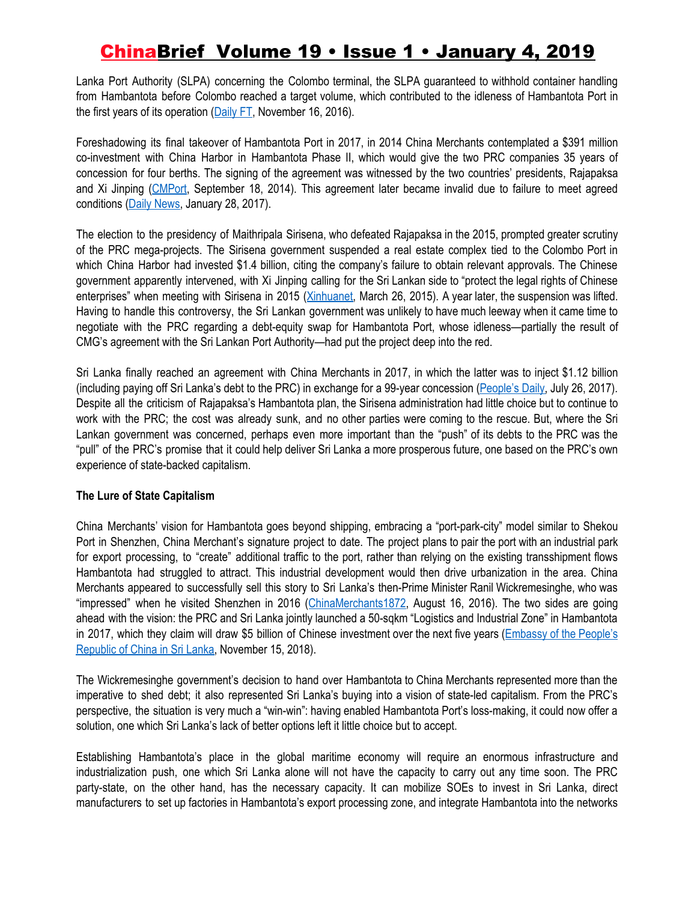Lanka Port Authority (SLPA) concerning the Colombo terminal, the SLPA guaranteed to withhold container handling from Hambantota before Colombo reached a target volume, which contributed to the idleness of Hambantota Port in the first years of its operation (Daily FT, November 16, 2016).

Foreshadowing its final takeover of Hambantota Port in 2017, in 2014 China Merchants contemplated a $391 million co-investment with China Harbor in Hambantota Phase II, which would give the two PRC companies 35 years of concession for four berths. The signing of the agreement was witnessed by the two countries' presidents, Rajapaksa and Xi Jinping (CMPort, September 18, 2014). This agreement later became invalid due to failure to meet agreed conditions (Daily News, January 28, 2017).

The election to the presidency of Maithripala Sirisena, who defeated Rajapaksa in the 2015, prompted greater scrutiny of the PRC mega-projects. The Sirisena government suspended a real estate complex tied to the Colombo Port in which China Harbor had invested $1.4 billion, citing the company's failure to obtain relevant approvals. The Chinese government apparently intervened, with Xi Jinping calling for the Sri Lankan side to "protect the legal rights of Chinese enterprises" when meeting with Sirisena in 2015 (Xinhuanet, March 26, 2015). A year later, the suspension was lifted. Having to handle this controversy, the Sri Lankan government was unlikely to have much leeway when it came time to negotiate with the PRC regarding a debt-equity swap for Hambantota Port, whose idleness—partially the result of CMG's agreement with the Sri Lankan Port Authority—had put the project deep into the red.

Sri Lanka finally reached an agreement with China Merchants in 2017, in which the latter was to inject $1.12 billion (including paying off Sri Lanka's debt to the PRC) in exchange for a 99-year concession (People's Daily, July 26, 2017). Despite all the criticism of Rajapaksa's Hambantota plan, the Sirisena administration had little choice but to continue to work with the PRC; the cost was already sunk, and no other parties were coming to the rescue. But, where the Sri Lankan government was concerned, perhaps even more important than the "push" of its debts to the PRC was the "pull" of the PRC's promise that it could help deliver Sri Lanka a more prosperous future, one based on the PRC's own experience of state-backed capitalism.

**The Lure of State Capitalism**

China Merchants' vision for Hambantota goes beyond shipping, embracing a "port-park-city" model similar to Shekou Port in Shenzhen, China Merchant's signature project to date. The project plans to pair the port with an industrial park for export processing, to "create" additional traffic to the port, rather than relying on the existing transshipment flows Hambantota had struggled to attract. This industrial development would then drive urbanization in the area. China Merchants appeared to successfully sell this story to Sri Lanka's then-Prime Minister Ranil Wickremesinghe, who was "impressed" when he visited Shenzhen in 2016 (ChinaMerchants1872, August 16, 2016). The two sides are going ahead with the vision: the PRC and Sri Lanka jointly launched a 50-sqkm "Logistics and Industrial Zone" in Hambantota in 2017, which they claim will draw $5 billion of Chinese investment over the next five years (Embassy of the People's Republic of China in Sri Lanka, November 15, 2018).

The Wickremesinghe government's decision to hand over Hambantota to China Merchants represented more than the imperative to shed debt; it also represented Sri Lanka's buying into a vision of state-led capitalism. From the PRC's perspective, the situation is very much a "win-win": having enabled Hambantota Port's loss-making, it could now offer a solution, one which Sri Lanka's lack of better options left it little choice but to accept.

Establishing Hambantota's place in the global maritime economy will require an enormous infrastructure and industrialization push, one which Sri Lanka alone will not have the capacity to carry out any time soon. The PRC party-state, on the other hand, has the necessary capacity. It can mobilize SOEs to invest in Sri Lanka, direct manufacturers to set up factories in Hambantota's export processing zone, and integrate Hambantota into the networks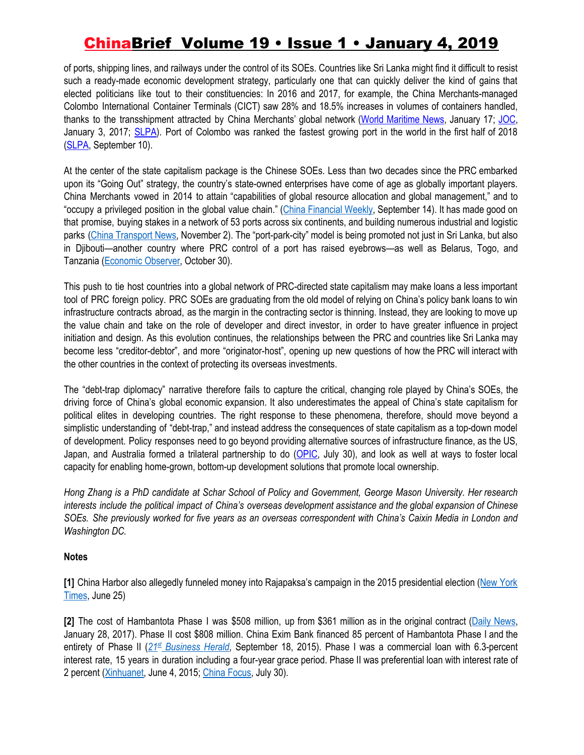of ports, shipping lines, and railways under the control of its SOEs. Countries like Sri Lanka might find it difficult to resist such a ready-made economic development strategy, particularly one that can quickly deliver the kind of gains that elected politicians like tout to their constituencies: In 2016 and 2017, for example, the China Merchants-managed Colombo International Container Terminals (CICT) saw 28% and 18.5% increases in volumes of containers handled, thanks to the transshipment attracted by China Merchants' global network (World Maritime News, January 17; JOC, January 3, 2017; SLPA). Port of Colombo was ranked the fastest growing port in the world in the first half of 2018 (SLPA, September 10).

At the center of the state capitalism package is the Chinese SOEs. Less than two decades since the PRC embarked upon its "Going Out" strategy, the country's state-owned enterprises have come of age as globally important players. China Merchants vowed in 2014 to attain "capabilities of global resource allocation and global management," and to "occupy a privileged position in the global value chain." (China Financial Weekly, September 14). It has made good on that promise, buying stakes in a network of 53 ports across six continents, and building numerous industrial and logistic parks (China Transport News, November 2). The "port-park-city" model is being promoted not just in Sri Lanka, but also in Djibouti—another country where PRC control of a port has raised eyebrows—as well as Belarus, Togo, and Tanzania (Economic Observer, October 30).

This push to tie host countries into a global network of PRC-directed state capitalism may make loans a less important tool of PRC foreign policy. PRC SOEs are graduating from the old model of relying on China's policy bank loans to win infrastructure contracts abroad, as the margin in the contracting sector is thinning. Instead, they are looking to move up the value chain and take on the role of developer and direct investor, in order to have greater influence in project initiation and design. As this evolution continues, the relationships between the PRC and countries like Sri Lanka may become less "creditor-debtor", and more "originator-host", opening up new questions of how the PRC will interact with the other countries in the context of protecting its overseas investments.

The "debt-trap diplomacy" narrative therefore fails to capture the critical, changing role played by China's SOEs, the driving force of China's global economic expansion. It also underestimates the appeal of China's state capitalism for political elites in developing countries. The right response to these phenomena, therefore, should move beyond a simplistic understanding of "debt-trap," and instead address the consequences of state capitalism as a top-down model of development. Policy responses need to go beyond providing alternative sources of infrastructure finance, as the US, Japan, and Australia formed a trilateral partnership to do (OPIC, July 30), and look as well at ways to foster local capacity for enabling home-grown, bottom-up development solutions that promote local ownership.

*Hong Zhang is a PhD candidate at Schar School of Policy and Government, George Mason University. Her research interests include the political impact of China's overseas development assistance and the global expansion of Chinese SOEs. She previously worked for five years as an overseas correspondent with China's Caixin Media in London and Washington DC.*

**Notes**

**[1]** China Harbor also allegedly funneled money into Rajapaksa's campaign in the 2015 presidential election (New York Times, June 25)

**[2]** The cost of Hambantota Phase I was $508 million, up from $361 million as in the original contract (Daily News, January 28, 2017). Phase II cost $808 million. China Exim Bank financed 85 percent of Hambantota Phase I and the entirety of Phase II (*21st Business Herald*, September 18, 2015). Phase I was a commercial loan with 6.3-percent interest rate, 15 years in duration including a four-year grace period. Phase II was preferential loan with interest rate of 2 percent (Xinhuanet, June 4, 2015; China Focus, July 30).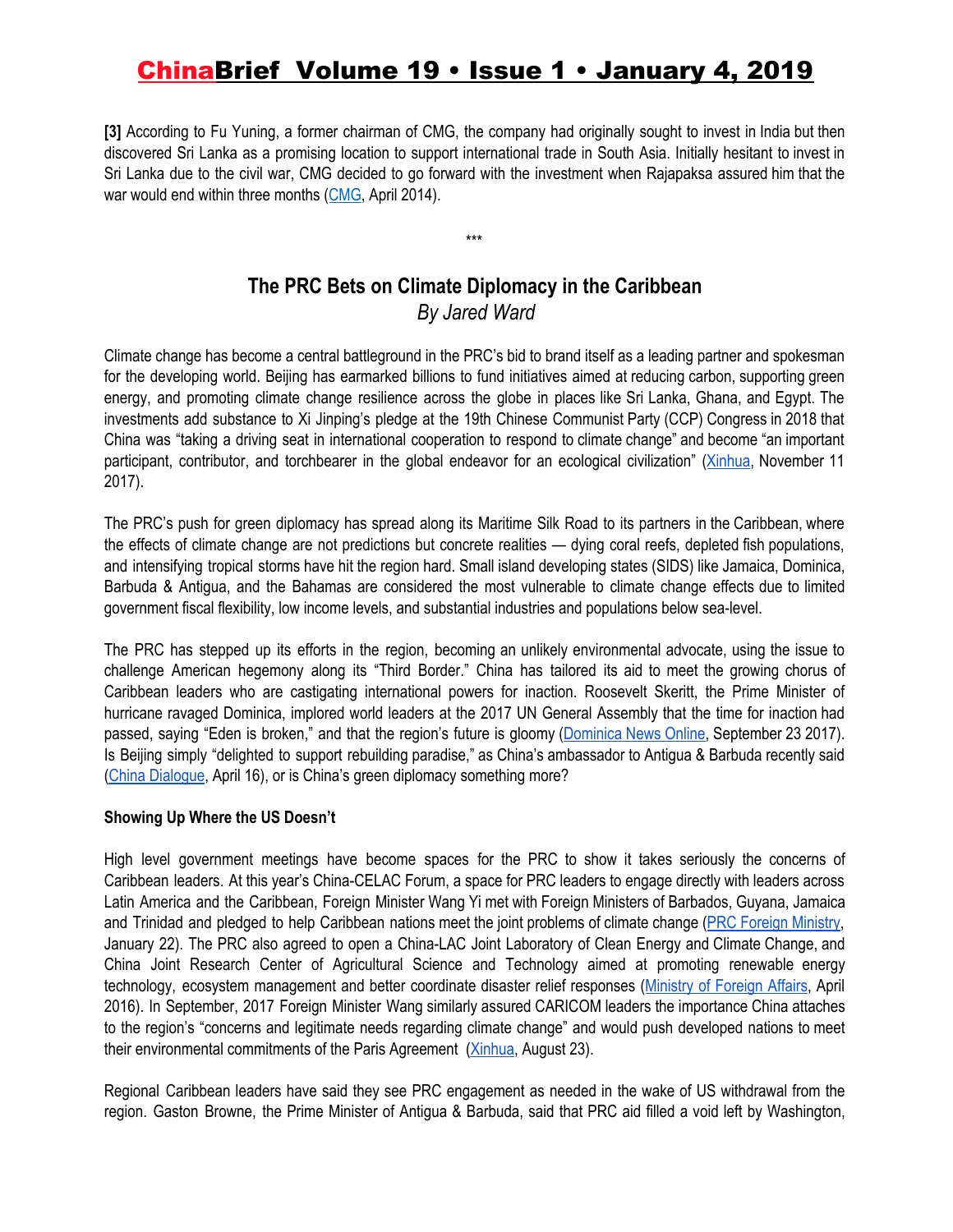**[3]** According to Fu Yuning, a former chairman of CMG, the company had originally sought to invest in India but then discovered Sri Lanka as a promising location to support international trade in South Asia. Initially hesitant to invest in Sri Lanka due to the civil war, CMG decided to go forward with the investment when Rajapaksa assured him that the war would end within three months (CMG, April 2014).

***

## The PRC Bets on Climate Diplomacy in the Caribbean

*By Jared Ward*

Climate change has become a central battleground in the PRC's bid to brand itself as a leading partner and spokesman for the developing world. Beijing has earmarked billions to fund initiatives aimed at reducing carbon, supporting green energy, and promoting climate change resilience across the globe in places like Sri Lanka, Ghana, and Egypt. The investments add substance to Xi Jinping's pledge at the 19th Chinese Communist Party (CCP) Congress in 2018 that China was "taking a driving seat in international cooperation to respond to climate change" and become "an important participant, contributor, and torchbearer in the global endeavor for an ecological civilization" (Xinhua, November 11 2017).

The PRC's push for green diplomacy has spread along its Maritime Silk Road to its partners in the Caribbean, where the effects of climate change are not predictions but concrete realities — dying coral reefs, depleted fish populations, and intensifying tropical storms have hit the region hard. Small island developing states (SIDS) like Jamaica, Dominica, Barbuda & Antigua, and the Bahamas are considered the most vulnerable to climate change effects due to limited government fiscal flexibility, low income levels, and substantial industries and populations below sea-level.

The PRC has stepped up its efforts in the region, becoming an unlikely environmental advocate, using the issue to challenge American hegemony along its "Third Border." China has tailored its aid to meet the growing chorus of Caribbean leaders who are castigating international powers for inaction. Roosevelt Skeritt, the Prime Minister of hurricane ravaged Dominica, implored world leaders at the 2017 UN General Assembly that the time for inaction had passed, saying "Eden is broken," and that the region's future is gloomy (Dominica News Online, September 23 2017). Is Beijing simply "delighted to support rebuilding paradise," as China's ambassador to Antigua & Barbuda recently said (China Dialogue, April 16), or is China's green diplomacy something more?

**Showing Up Where the US Doesn't**

High level government meetings have become spaces for the PRC to show it takes seriously the concerns of Caribbean leaders. At this year's China-CELAC Forum, a space for PRC leaders to engage directly with leaders across Latin America and the Caribbean, Foreign Minister Wang Yi met with Foreign Ministers of Barbados, Guyana, Jamaica and Trinidad and pledged to help Caribbean nations meet the joint problems of climate change (PRC Foreign Ministry, January 22). The PRC also agreed to open a China-LAC Joint Laboratory of Clean Energy and Climate Change, and China Joint Research Center of Agricultural Science and Technology aimed at promoting renewable energy technology, ecosystem management and better coordinate disaster relief responses (Ministry of Foreign Affairs, April 2016). In September, 2017 Foreign Minister Wang similarly assured CARICOM leaders the importance China attaches to the region's "concerns and legitimate needs regarding climate change" and would push developed nations to meet their environmental commitments of the Paris Agreement (Xinhua, August 23).

Regional Caribbean leaders have said they see PRC engagement as needed in the wake of US withdrawal from the region. Gaston Browne, the Prime Minister of Antigua & Barbuda, said that PRC aid filled a void left by Washington,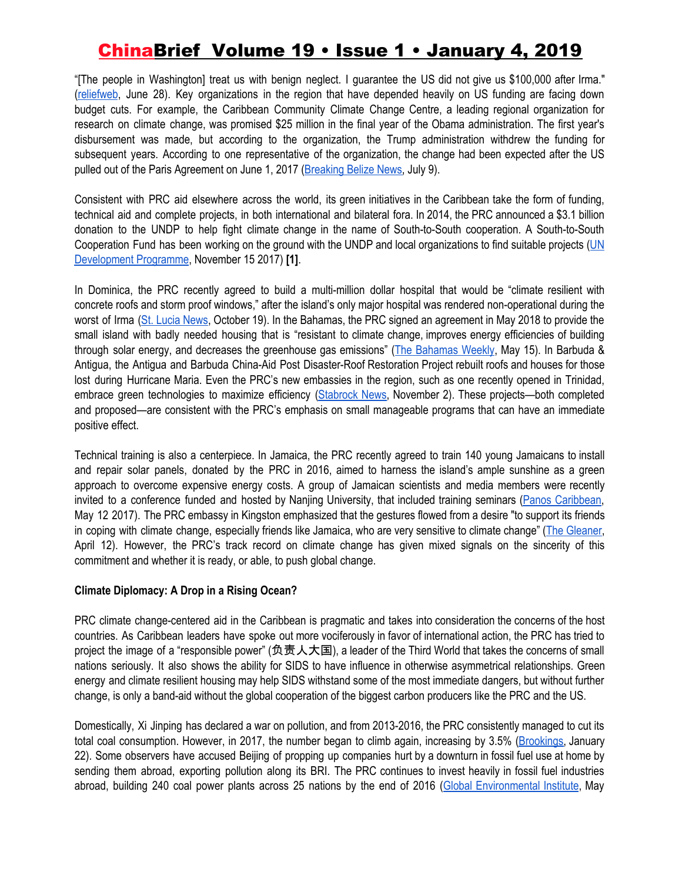"[The people in Washington] treat us with benign neglect. I guarantee the US did not give us $100,000 after Irma." (reliefweb, June 28). Key organizations in the region that have depended heavily on US funding are facing down budget cuts. For example, the Caribbean Community Climate Change Centre, a leading regional organization for research on climate change, was promised $25 million in the final year of the Obama administration. The first year's disbursement was made, but according to the organization, the Trump administration withdrew the funding for subsequent years. According to one representative of the organization, the change had been expected after the US pulled out of the Paris Agreement on June 1, 2017 (Breaking Belize News, July 9).

Consistent with PRC aid elsewhere across the world, its green initiatives in the Caribbean take the form of funding, technical aid and complete projects, in both international and bilateral fora. In 2014, the PRC announced a $3.1 billion donation to the UNDP to help fight climate change in the name of South-to-South cooperation. A South-to-South Cooperation Fund has been working on the ground with the UNDP and local organizations to find suitable projects (UN Development Programme, November 15 2017) **[1]**.

In Dominica, the PRC recently agreed to build a multi-million dollar hospital that would be "climate resilient with concrete roofs and storm proof windows," after the island's only major hospital was rendered non-operational during the worst of Irma (St. Lucia News, October 19). In the Bahamas, the PRC signed an agreement in May 2018 to provide the small island with badly needed housing that is "resistant to climate change, improves energy efficiencies of building through solar energy, and decreases the greenhouse gas emissions" (The Bahamas Weekly, May 15). In Barbuda & Antigua, the Antigua and Barbuda China-Aid Post Disaster-Roof Restoration Project rebuilt roofs and houses for those lost during Hurricane Maria. Even the PRC's new embassies in the region, such as one recently opened in Trinidad, embrace green technologies to maximize efficiency (Stabrock News, November 2). These projects—both completed and proposed—are consistent with the PRC's emphasis on small manageable programs that can have an immediate positive effect.

Technical training is also a centerpiece. In Jamaica, the PRC recently agreed to train 140 young Jamaicans to install and repair solar panels, donated by the PRC in 2016, aimed to harness the island's ample sunshine as a green approach to overcome expensive energy costs. A group of Jamaican scientists and media members were recently invited to a conference funded and hosted by Nanjing University, that included training seminars (Panos Caribbean, May 12 2017). The PRC embassy in Kingston emphasized that the gestures flowed from a desire "to support its friends in coping with climate change, especially friends like Jamaica, who are very sensitive to climate change" (The Gleaner, April 12). However, the PRC's track record on climate change has given mixed signals on the sincerity of this commitment and whether it is ready, or able, to push global change.

**Climate Diplomacy: A Drop in a Rising Ocean?**

PRC climate change-centered aid in the Caribbean is pragmatic and takes into consideration the concerns of the host countries. As Caribbean leaders have spoke out more vociferously in favor of international action, the PRC has tried to project the image of a "responsible power" (负责人大国), a leader of the Third World that takes the concerns of small nations seriously. It also shows the ability for SIDS to have influence in otherwise asymmetrical relationships. Green energy and climate resilient housing may help SIDS withstand some of the most immediate dangers, but without further change, is only a band-aid without the global cooperation of the biggest carbon producers like the PRC and the US.

Domestically, Xi Jinping has declared a war on pollution, and from 2013-2016, the PRC consistently managed to cut its total coal consumption. However, in 2017, the number began to climb again, increasing by 3.5% (Brookings, January 22). Some observers have accused Beijing of propping up companies hurt by a downturn in fossil fuel use at home by sending them abroad, exporting pollution along its BRI. The PRC continues to invest heavily in fossil fuel industries abroad, building 240 coal power plants across 25 nations by the end of 2016 (Global Environmental Institute, May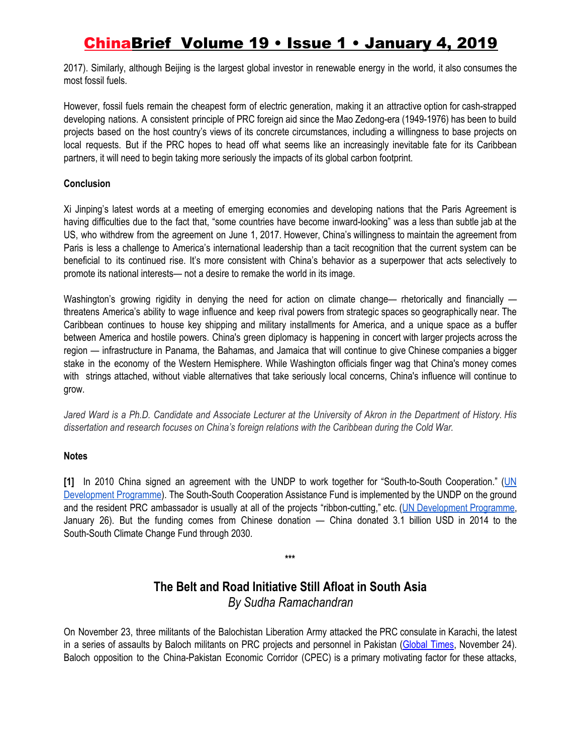2017). Similarly, although Beijing is the largest global investor in renewable energy in the world, it also consumes the most fossil fuels.

However, fossil fuels remain the cheapest form of electric generation, making it an attractive option for cash-strapped developing nations. A consistent principle of PRC foreign aid since the Mao Zedong-era (1949-1976) has been to build projects based on the host country's views of its concrete circumstances, including a willingness to base projects on local requests. But if the PRC hopes to head off what seems like an increasingly inevitable fate for its Caribbean partners, it will need to begin taking more seriously the impacts of its global carbon footprint.

**Conclusion**

Xi Jinping's latest words at a meeting of emerging economies and developing nations that the Paris Agreement is having difficulties due to the fact that, "some countries have become inward-looking" was a less than subtle jab at the US, who withdrew from the agreement on June 1, 2017. However, China's willingness to maintain the agreement from Paris is less a challenge to America's international leadership than a tacit recognition that the current system can be beneficial to its continued rise. It's more consistent with China's behavior as a superpower that acts selectively to promote its national interests— not a desire to remake the world in its image.

Washington's growing rigidity in denying the need for action on climate change— rhetorically and financially — threatens America's ability to wage influence and keep rival powers from strategic spaces so geographically near. The Caribbean continues to house key shipping and military installments for America, and a unique space as a buffer between America and hostile powers. China's green diplomacy is happening in concert with larger projects across the region — infrastructure in Panama, the Bahamas, and Jamaica that will continue to give Chinese companies a bigger stake in the economy of the Western Hemisphere. While Washington officials finger wag that China's money comes with strings attached, without viable alternatives that take seriously local concerns, China's influence will continue to grow.

*Jared Ward is a Ph.D. Candidate and Associate Lecturer at the University of Akron in the Department of History. His dissertation and research focuses on China's foreign relations with the Caribbean during the Cold War.*

**Notes**

**[1]** In 2010 China signed an agreement with the UNDP to work together for "South-to-South Cooperation." (UN Development Programme). The South-South Cooperation Assistance Fund is implemented by the UNDP on the ground and the resident PRC ambassador is usually at all of the projects "ribbon-cutting," etc. (UN Development Programme, January 26). But the funding comes from Chinese donation — China donated 3.1 billion USD in 2014 to the South-South Climate Change Fund through 2030.

***

## The Belt and Road Initiative Still Afloat in South Asia

*By Sudha Ramachandran*

On November 23, three militants of the Balochistan Liberation Army attacked the PRC consulate in Karachi, the latest in a series of assaults by Baloch militants on PRC projects and personnel in Pakistan (Global Times, November 24). Baloch opposition to the China-Pakistan Economic Corridor (CPEC) is a primary motivating factor for these attacks,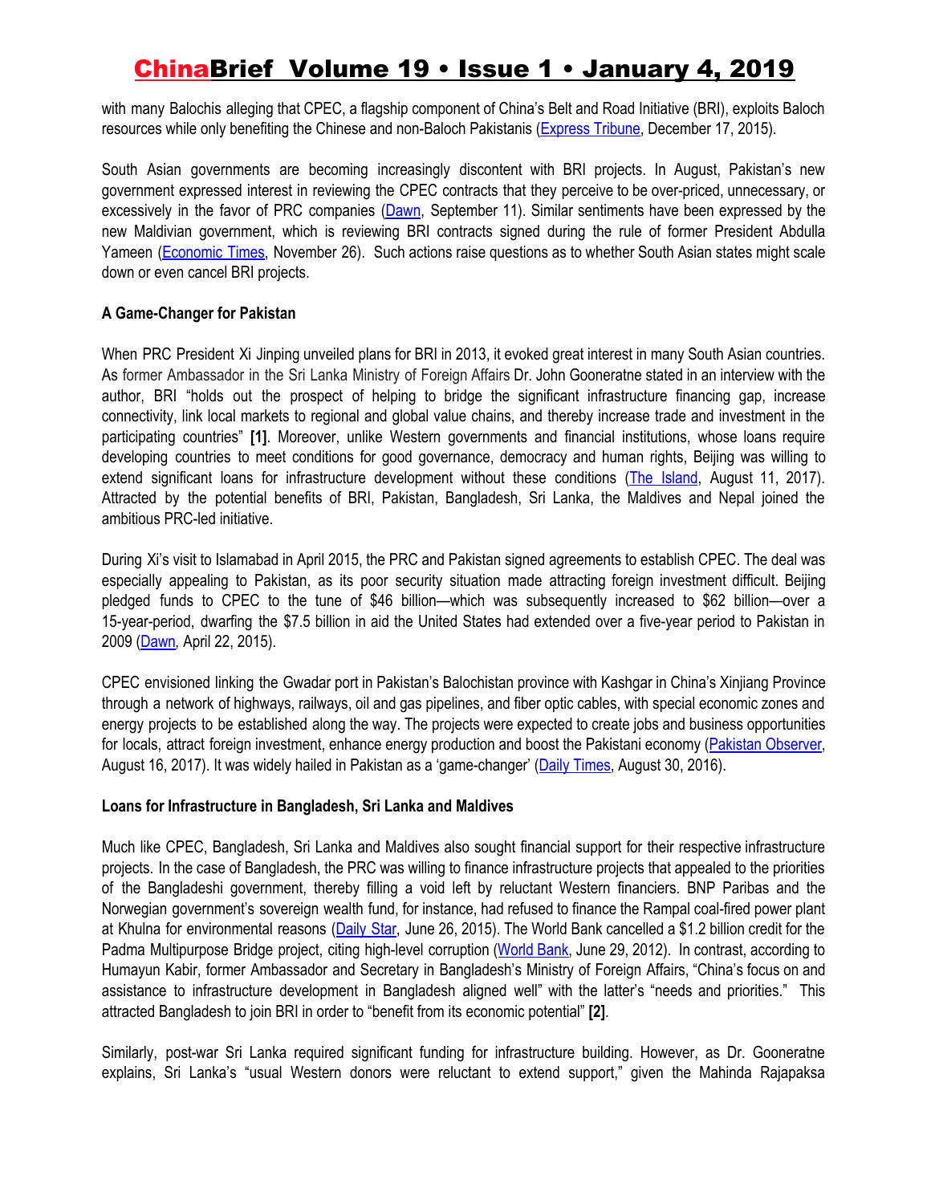with many Balochis alleging that CPEC, a flagship component of China's Belt and Road Initiative (BRI), exploits Baloch resources while only benefiting the Chinese and non-Baloch Pakistanis (Express Tribune, December 17, 2015).

South Asian governments are becoming increasingly discontent with BRI projects. In August, Pakistan's new government expressed interest in reviewing the CPEC contracts that they perceive to be over-priced, unnecessary, or excessively in the favor of PRC companies (Dawn, September 11). Similar sentiments have been expressed by the new Maldivian government, which is reviewing BRI contracts signed during the rule of former President Abdulla Yameen (Economic Times, November 26). Such actions raise questions as to whether South Asian states might scale down or even cancel BRI projects.

**A Game-Changer for Pakistan**

When PRC President Xi Jinping unveiled plans for BRI in 2013, it evoked great interest in many South Asian countries. As former Ambassador in the Sri Lanka Ministry of Foreign Affairs Dr. John Gooneratne stated in an interview with the author, BRI "holds out the prospect of helping to bridge the significant infrastructure financing gap, increase connectivity, link local markets to regional and global value chains, and thereby increase trade and investment in the participating countries" **[1]**. Moreover, unlike Western governments and financial institutions, whose loans require developing countries to meet conditions for good governance, democracy and human rights, Beijing was willing to extend significant loans for infrastructure development without these conditions (The Island, August 11, 2017). Attracted by the potential benefits of BRI, Pakistan, Bangladesh, Sri Lanka, the Maldives and Nepal joined the ambitious PRC-led initiative.

During Xi's visit to Islamabad in April 2015, the PRC and Pakistan signed agreements to establish CPEC. The deal was especially appealing to Pakistan, as its poor security situation made attracting foreign investment difficult. Beijing pledged funds to CPEC to the tune of $46 billion—which was subsequently increased to $62 billion—over a 15-year-period, dwarfing the $7.5 billion in aid the United States had extended over a five-year period to Pakistan in 2009 (Dawn, April 22, 2015).

CPEC envisioned linking the Gwadar port in Pakistan's Balochistan province with Kashgar in China's Xinjiang Province through a network of highways, railways, oil and gas pipelines, and fiber optic cables, with special economic zones and energy projects to be established along the way. The projects were expected to create jobs and business opportunities for locals, attract foreign investment, enhance energy production and boost the Pakistani economy (Pakistan Observer, August 16, 2017). It was widely hailed in Pakistan as a 'game-changer' (Daily Times, August 30, 2016).

**Loans for Infrastructure in Bangladesh, Sri Lanka and Maldives**

Much like CPEC, Bangladesh, Sri Lanka and Maldives also sought financial support for their respective infrastructure projects. In the case of Bangladesh, the PRC was willing to finance infrastructure projects that appealed to the priorities of the Bangladeshi government, thereby filling a void left by reluctant Western financiers. BNP Paribas and the Norwegian government's sovereign wealth fund, for instance, had refused to finance the Rampal coal-fired power plant at Khulna for environmental reasons (Daily Star, June 26, 2015). The World Bank cancelled a $1.2 billion credit for the Padma Multipurpose Bridge project, citing high-level corruption (World Bank, June 29, 2012). In contrast, according to Humayun Kabir, former Ambassador and Secretary in Bangladesh's Ministry of Foreign Affairs, "China's focus on and assistance to infrastructure development in Bangladesh aligned well" with the latter's "needs and priorities." This attracted Bangladesh to join BRI in order to "benefit from its economic potential" **[2]**.

Similarly, post-war Sri Lanka required significant funding for infrastructure building. However, as Dr. Gooneratne explains, Sri Lanka's "usual Western donors were reluctant to extend support," given the Mahinda Rajapaksa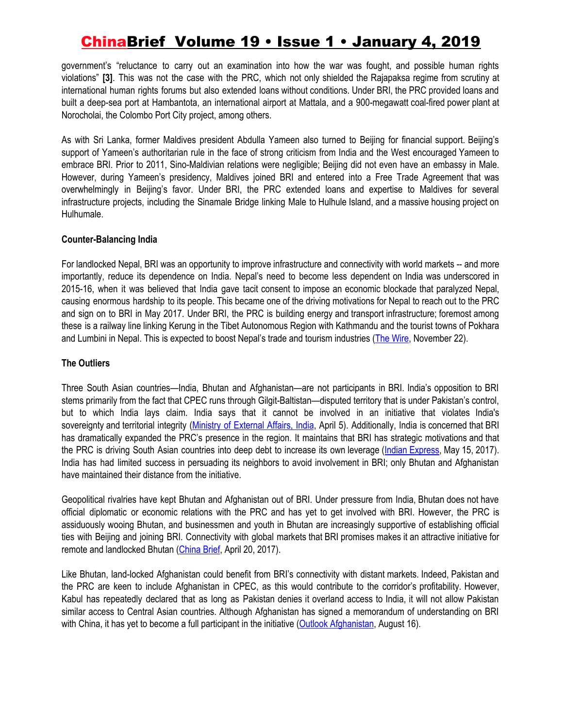government's "reluctance to carry out an examination into how the war was fought, and possible human rights violations" **[3]**. This was not the case with the PRC, which not only shielded the Rajapaksa regime from scrutiny at international human rights forums but also extended loans without conditions. Under BRI, the PRC provided loans and built a deep-sea port at Hambantota, an international airport at Mattala, and a 900-megawatt coal-fired power plant at Norocholai, the Colombo Port City project, among others.

As with Sri Lanka, former Maldives president Abdulla Yameen also turned to Beijing for financial support. Beijing's support of Yameen's authoritarian rule in the face of strong criticism from India and the West encouraged Yameen to embrace BRI. Prior to 2011, Sino-Maldivian relations were negligible; Beijing did not even have an embassy in Male. However, during Yameen's presidency, Maldives joined BRI and entered into a Free Trade Agreement that was overwhelmingly in Beijing's favor. Under BRI, the PRC extended loans and expertise to Maldives for several infrastructure projects, including the Sinamale Bridge linking Male to Hulhule Island, and a massive housing project on Hulhumale.

**Counter-Balancing India**

For landlocked Nepal, BRI was an opportunity to improve infrastructure and connectivity with world markets -- and more importantly, reduce its dependence on India. Nepal's need to become less dependent on India was underscored in 2015-16, when it was believed that India gave tacit consent to impose an economic blockade that paralyzed Nepal, causing enormous hardship to its people. This became one of the driving motivations for Nepal to reach out to the PRC and sign on to BRI in May 2017. Under BRI, the PRC is building energy and transport infrastructure; foremost among these is a railway line linking Kerung in the Tibet Autonomous Region with Kathmandu and the tourist towns of Pokhara and Lumbini in Nepal. This is expected to boost Nepal's trade and tourism industries (The Wire, November 22).

**The Outliers**

Three South Asian countries—India, Bhutan and Afghanistan—are not participants in BRI. India's opposition to BRI stems primarily from the fact that CPEC runs through Gilgit-Baltistan—disputed territory that is under Pakistan's control, but to which India lays claim. India says that it cannot be involved in an initiative that violates India's sovereignty and territorial integrity (Ministry of External Affairs, India, April 5). Additionally, India is concerned that BRI has dramatically expanded the PRC's presence in the region. It maintains that BRI has strategic motivations and that the PRC is driving South Asian countries into deep debt to increase its own leverage (Indian Express, May 15, 2017). India has had limited success in persuading its neighbors to avoid involvement in BRI; only Bhutan and Afghanistan have maintained their distance from the initiative.

Geopolitical rivalries have kept Bhutan and Afghanistan out of BRI. Under pressure from India, Bhutan does not have official diplomatic or economic relations with the PRC and has yet to get involved with BRI. However, the PRC is assiduously wooing Bhutan, and businessmen and youth in Bhutan are increasingly supportive of establishing official ties with Beijing and joining BRI. Connectivity with global markets that BRI promises makes it an attractive initiative for remote and landlocked Bhutan (China Brief, April 20, 2017).

Like Bhutan, land-locked Afghanistan could benefit from BRI's connectivity with distant markets. Indeed, Pakistan and the PRC are keen to include Afghanistan in CPEC, as this would contribute to the corridor's profitability. However, Kabul has repeatedly declared that as long as Pakistan denies it overland access to India, it will not allow Pakistan similar access to Central Asian countries. Although Afghanistan has signed a memorandum of understanding on BRI with China, it has yet to become a full participant in the initiative (Outlook Afghanistan, August 16).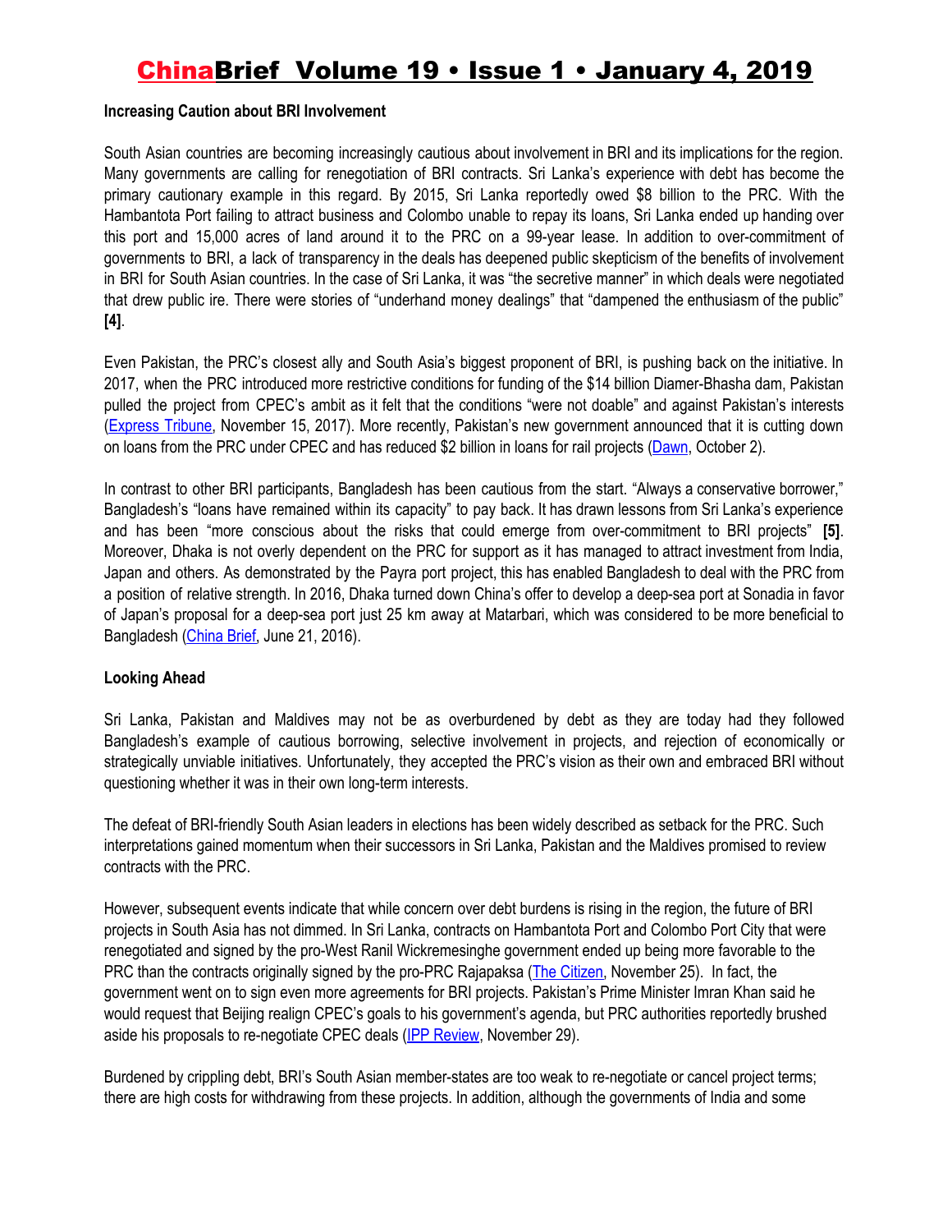**Increasing Caution about BRI Involvement**

South Asian countries are becoming increasingly cautious about involvement in BRI and its implications for the region. Many governments are calling for renegotiation of BRI contracts. Sri Lanka's experience with debt has become the primary cautionary example in this regard. By 2015, Sri Lanka reportedly owed $8 billion to the PRC. With the Hambantota Port failing to attract business and Colombo unable to repay its loans, Sri Lanka ended up handing over this port and 15,000 acres of land around it to the PRC on a 99-year lease. In addition to over-commitment of governments to BRI, a lack of transparency in the deals has deepened public skepticism of the benefits of involvement in BRI for South Asian countries. In the case of Sri Lanka, it was "the secretive manner" in which deals were negotiated that drew public ire. There were stories of "underhand money dealings" that "dampened the enthusiasm of the public" **[4]**.

Even Pakistan, the PRC's closest ally and South Asia's biggest proponent of BRI, is pushing back on the initiative. In 2017, when the PRC introduced more restrictive conditions for funding of the $14 billion Diamer-Bhasha dam, Pakistan pulled the project from CPEC's ambit as it felt that the conditions "were not doable" and against Pakistan's interests (Express Tribune, November 15, 2017). More recently, Pakistan's new government announced that it is cutting down on loans from the PRC under CPEC and has reduced $2 billion in loans for rail projects (Dawn, October 2).

In contrast to other BRI participants, Bangladesh has been cautious from the start. "Always a conservative borrower," Bangladesh's "loans have remained within its capacity" to pay back. It has drawn lessons from Sri Lanka's experience and has been "more conscious about the risks that could emerge from over-commitment to BRI projects" **[5]**. Moreover, Dhaka is not overly dependent on the PRC for support as it has managed to attract investment from India, Japan and others. As demonstrated by the Payra port project, this has enabled Bangladesh to deal with the PRC from a position of relative strength. In 2016, Dhaka turned down China's offer to develop a deep-sea port at Sonadia in favor of Japan's proposal for a deep-sea port just 25 km away at Matarbari, which was considered to be more beneficial to Bangladesh (China Brief, June 21, 2016).

**Looking Ahead**

Sri Lanka, Pakistan and Maldives may not be as overburdened by debt as they are today had they followed Bangladesh's example of cautious borrowing, selective involvement in projects, and rejection of economically or strategically unviable initiatives. Unfortunately, they accepted the PRC's vision as their own and embraced BRI without questioning whether it was in their own long-term interests.

The defeat of BRI-friendly South Asian leaders in elections has been widely described as setback for the PRC. Such interpretations gained momentum when their successors in Sri Lanka, Pakistan and the Maldives promised to review contracts with the PRC.

However, subsequent events indicate that while concern over debt burdens is rising in the region, the future of BRI projects in South Asia has not dimmed. In Sri Lanka, contracts on Hambantota Port and Colombo Port City that were renegotiated and signed by the pro-West Ranil Wickremesinghe government ended up being more favorable to the PRC than the contracts originally signed by the pro-PRC Rajapaksa (The Citizen, November 25). In fact, the government went on to sign even more agreements for BRI projects. Pakistan's Prime Minister Imran Khan said he would request that Beijing realign CPEC's goals to his government's agenda, but PRC authorities reportedly brushed aside his proposals to re-negotiate CPEC deals (IPP Review, November 29).

Burdened by crippling debt, BRI's South Asian member-states are too weak to re-negotiate or cancel project terms; there are high costs for withdrawing from these projects. In addition, although the governments of India and some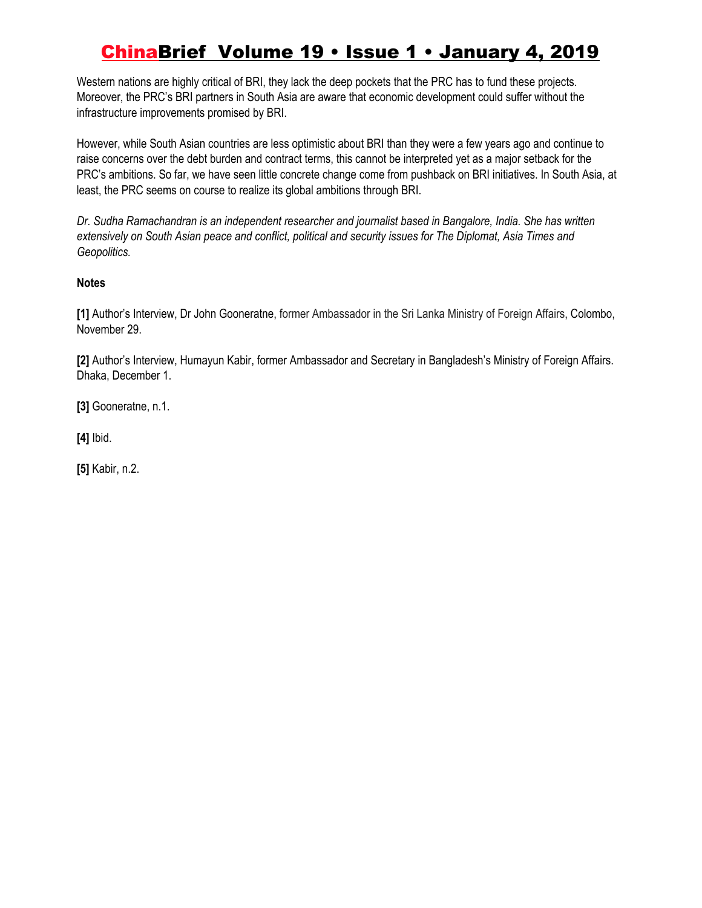Western nations are highly critical of BRI, they lack the deep pockets that the PRC has to fund these projects. Moreover, the PRC's BRI partners in South Asia are aware that economic development could suffer without the infrastructure improvements promised by BRI.

However, while South Asian countries are less optimistic about BRI than they were a few years ago and continue to raise concerns over the debt burden and contract terms, this cannot be interpreted yet as a major setback for the PRC's ambitions. So far, we have seen little concrete change come from pushback on BRI initiatives. In South Asia, at least, the PRC seems on course to realize its global ambitions through BRI.

*Dr. Sudha Ramachandran is an independent researcher and journalist based in Bangalore, India. She has written extensively on South Asian peace and conflict, political and security issues for The Diplomat, Asia Times and Geopolitics.*

**Notes**

**[1]** Author's Interview, Dr John Gooneratne, former Ambassador in the Sri Lanka Ministry of Foreign Affairs, Colombo, November 29.

**[2]** Author's Interview, Humayun Kabir, former Ambassador and Secretary in Bangladesh's Ministry of Foreign Affairs. Dhaka, December 1.

**[3]** Gooneratne, n.1.

**[4]** Ibid.

**[5]** Kabir, n.2.